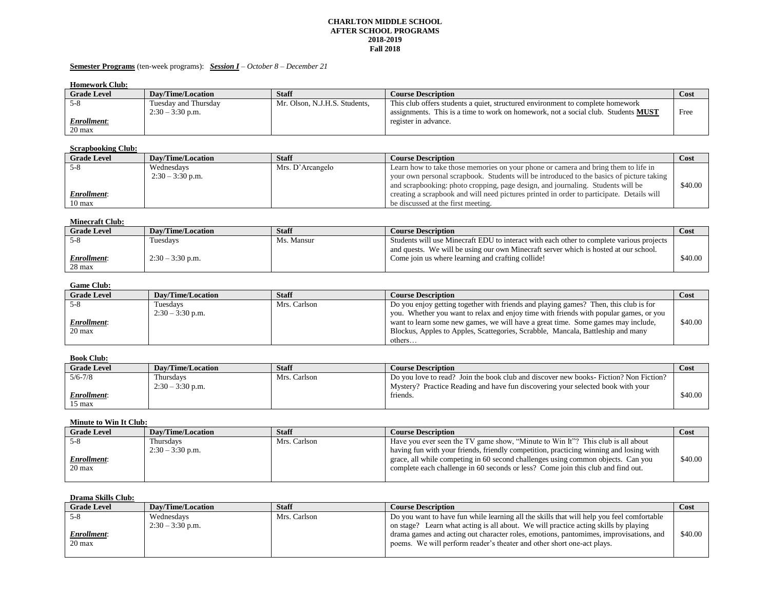# CHARLTON MIDDLE SCHOOL
## AFTER SCHOOL PROGRAMS
## 2018-2019
## Fall 2018

**Semester Programs** (ten-week programs): ***Session I*** *– October 8 – December 21*

**Homework Club:**

| Grade Level | Day/Time/Location | Staff | Course Description | Cost |
|---|---|---|---|---|
| 5-8<br><br>***Enrollment***:<br>20 max | Tuesday and Thursday<br>2:30 – 3:30 p.m. | Mr. Olson, N.J.H.S. Students, | This club offers students a quiet, structured environment to complete homework assignments. This is a time to work on homework, not a social club. Students **MUST** register in advance. | Free |

**Scrapbooking Club:**

| Grade Level | Day/Time/Location | Staff | Course Description | Cost |
|---|---|---|---|---|
| 5-8<br><br>***Enrollment***:<br>10 max | Wednesdays<br>2:30 – 3:30 p.m. | Mrs. D'Arcangelo | Learn how to take those memories on your phone or camera and bring them to life in your own personal scrapbook. Students will be introduced to the basics of picture taking and scrapbooking: photo cropping, page design, and journaling. Students will be creating a scrapbook and will need pictures printed in order to participate. Details will be discussed at the first meeting. | $40.00 |

**Minecraft Club:**

| Grade Level | Day/Time/Location | Staff | Course Description | Cost |
|---|---|---|---|---|
| 5-8<br><br>***Enrollment***:<br>28 max | Tuesdays<br><br>2:30 – 3:30 p.m. | Ms. Mansur | Students will use Minecraft EDU to interact with each other to complete various projects and quests. We will be using our own Minecraft server which is hosted at our school. Come join us where learning and crafting collide! | $40.00 |

**Game Club:**

| Grade Level | Day/Time/Location | Staff | Course Description | Cost |
|---|---|---|---|---|
| 5-8<br><br>***Enrollment***:<br>20 max | Tuesdays<br>2:30 – 3:30 p.m. | Mrs. Carlson | Do you enjoy getting together with friends and playing games? Then, this club is for you. Whether you want to relax and enjoy time with friends with popular games, or you want to learn some new games, we will have a great time. Some games may include, Blockus, Apples to Apples, Scattegories, Scrabble, Mancala, Battleship and many others… | $40.00 |

**Book Club:**

| Grade Level | Day/Time/Location | Staff | Course Description | Cost |
|---|---|---|---|---|
| 5/6-7/8<br><br>***Enrollment***:<br>15 max | Thursdays<br>2:30 – 3:30 p.m. | Mrs. Carlson | Do you love to read? Join the book club and discover new books- Fiction? Non Fiction? Mystery? Practice Reading and have fun discovering your selected book with your friends. | $40.00 |

**Minute to Win It Club:**

| Grade Level | Day/Time/Location | Staff | Course Description | Cost |
|---|---|---|---|---|
| 5-8<br><br>***Enrollment***:<br>20 max | Thursdays<br>2:30 – 3:30 p.m. | Mrs. Carlson | Have you ever seen the TV game show, "Minute to Win It"? This club is all about having fun with your friends, friendly competition, practicing winning and losing with grace, all while competing in 60 second challenges using common objects. Can you complete each challenge in 60 seconds or less? Come join this club and find out. | $40.00 |

**Drama Skills Club:**

| Grade Level | Day/Time/Location | Staff | Course Description | Cost |
|---|---|---|---|---|
| 5-8<br><br>***Enrollment***:<br>20 max | Wednesdays<br>2:30 – 3:30 p.m. | Mrs. Carlson | Do you want to have fun while learning all the skills that will help you feel comfortable on stage? Learn what acting is all about. We will practice acting skills by playing drama games and acting out character roles, emotions, pantomimes, improvisations, and poems. We will perform reader's theater and other short one-act plays. | $40.00 |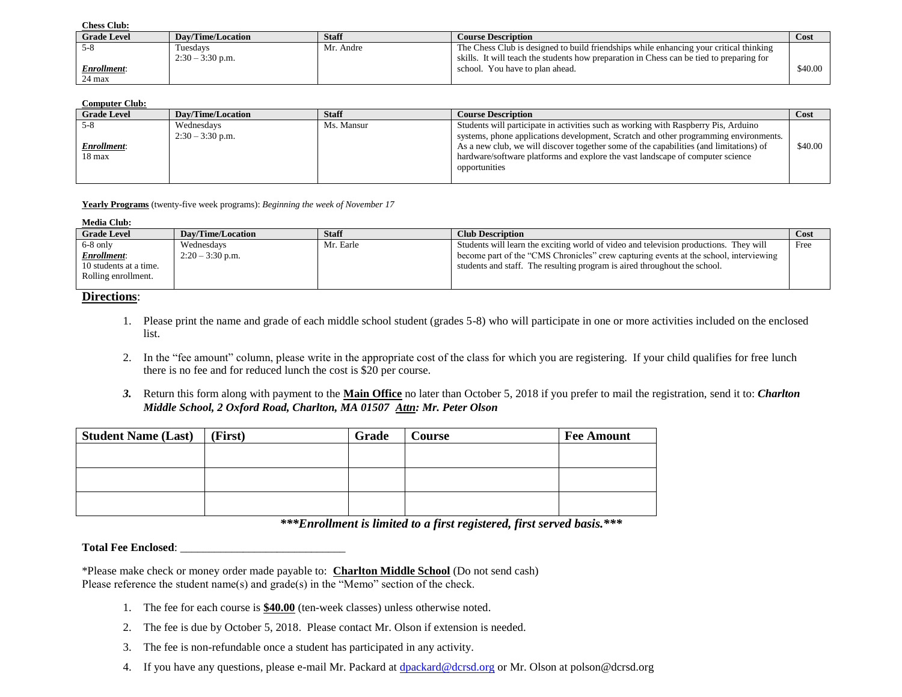**Chess Club:**

| Grade Level | Day/Time/Location | Staff | Course Description | Cost |
|---|---|---|---|---|
| 5-8<br><br>***Enrollment***:<br>24 max | Tuesdays<br>2:30 – 3:30 p.m. | Mr. Andre | The Chess Club is designed to build friendships while enhancing your critical thinking skills. It will teach the students how preparation in Chess can be tied to preparing for school. You have to plan ahead. | $40.00 |

**Computer Club:**

| Grade Level | Day/Time/Location | Staff | Course Description | Cost |
|---|---|---|---|---|
| 5-8<br><br>***Enrollment***:<br>18 max | Wednesdays<br>2:30 – 3:30 p.m. | Ms. Mansur | Students will participate in activities such as working with Raspberry Pis, Arduino systems, phone applications development, Scratch and other programming environments. As a new club, we will discover together some of the capabilities (and limitations) of hardware/software platforms and explore the vast landscape of computer science opportunities | $40.00 |

**Yearly Programs** (twenty-five week programs): *Beginning the week of November 17*

**Media Club:**

| Grade Level | Day/Time/Location | Staff | Club Description | Cost |
|---|---|---|---|---|
| 6-8 only<br>***Enrollment***:<br>10 students at a time.<br>Rolling enrollment. | Wednesdays<br>2:20 – 3:30 p.m. | Mr. Earle | Students will learn the exciting world of video and television productions. They will become part of the "CMS Chronicles" crew capturing events at the school, interviewing students and staff. The resulting program is aired throughout the school. | Free |

## Directions:

1. Please print the name and grade of each middle school student (grades 5-8) who will participate in one or more activities included on the enclosed list.
2. In the "fee amount" column, please write in the appropriate cost of the class for which you are registering. If your child qualifies for free lunch there is no fee and for reduced lunch the cost is $20 per course.
3. Return this form along with payment to the **Main Office** no later than October 5, 2018 if you prefer to mail the registration, send it to: ***Charlton Middle School, 2 Oxford Road, Charlton, MA 01507 Attn: Mr. Peter Olson***

| Student Name (Last) | (First) | Grade | Course | Fee Amount |
|---|---|---|---|---|
| | | | | |
| | | | | |
| | | | | |

***\*\*\*Enrollment is limited to a first registered, first served basis.\*\*\****

**Total Fee Enclosed**: ____________________________

*Please make check or money order made payable to: **Charlton Middle School** (Do not send cash)
Please reference the student name(s) and grade(s) in the "Memo" section of the check.

1. The fee for each course is **$40.00** (ten-week classes) unless otherwise noted.
2. The fee is due by October 5, 2018. Please contact Mr. Olson if extension is needed.
3. The fee is non-refundable once a student has participated in any activity.
4. If you have any questions, please e-mail Mr. Packard at dpackard@dcrsd.org or Mr. Olson at polson@dcrsd.org